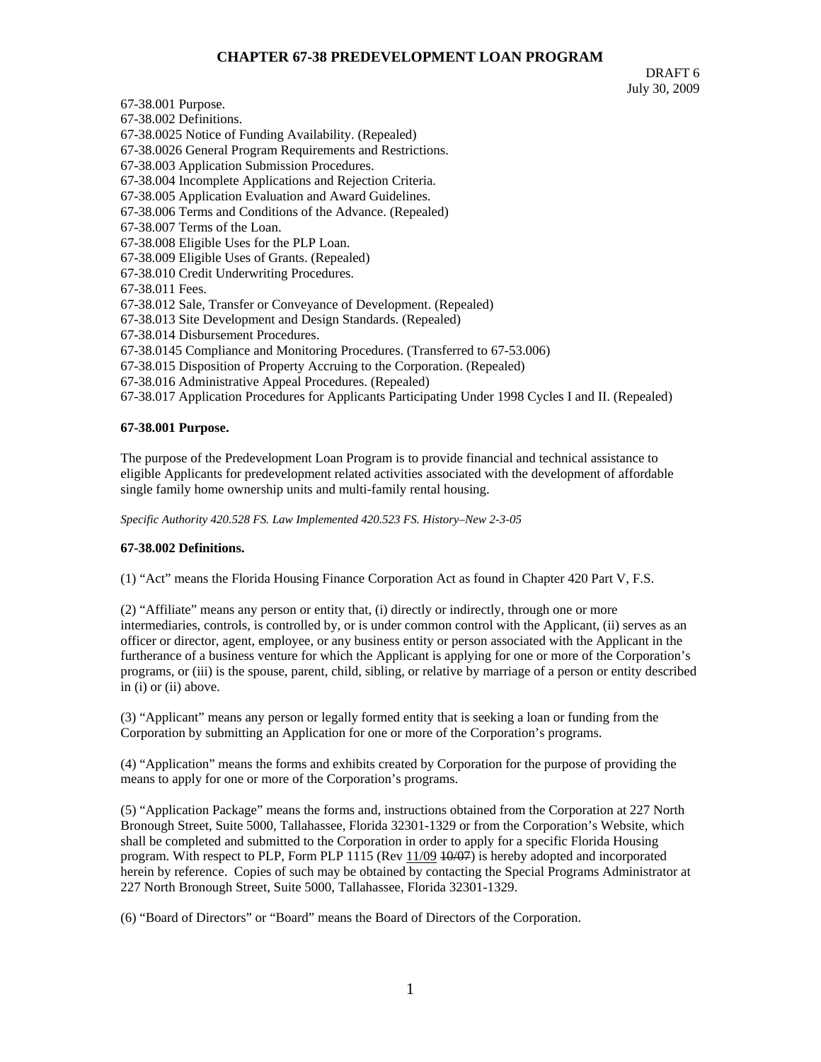# CHAPTER 67-38 PREDEVELOPMENT LOAN PROGRAM

DRAFT 6
July 30, 2009

67-38.001 Purpose.
67-38.002 Definitions.
67-38.0025 Notice of Funding Availability. (Repealed)
67-38.0026 General Program Requirements and Restrictions.
67-38.003 Application Submission Procedures.
67-38.004 Incomplete Applications and Rejection Criteria.
67-38.005 Application Evaluation and Award Guidelines.
67-38.006 Terms and Conditions of the Advance. (Repealed)
67-38.007 Terms of the Loan.
67-38.008 Eligible Uses for the PLP Loan.
67-38.009 Eligible Uses of Grants. (Repealed)
67-38.010 Credit Underwriting Procedures.
67-38.011 Fees.
67-38.012 Sale, Transfer or Conveyance of Development. (Repealed)
67-38.013 Site Development and Design Standards. (Repealed)
67-38.014 Disbursement Procedures.
67-38.0145 Compliance and Monitoring Procedures. (Transferred to 67-53.006)
67-38.015 Disposition of Property Accruing to the Corporation. (Repealed)
67-38.016 Administrative Appeal Procedures. (Repealed)
67-38.017 Application Procedures for Applicants Participating Under 1998 Cycles I and II. (Repealed)

## 67-38.001 Purpose.

The purpose of the Predevelopment Loan Program is to provide financial and technical assistance to eligible Applicants for predevelopment related activities associated with the development of affordable single family home ownership units and multi-family rental housing.

*Specific Authority 420.528 FS. Law Implemented 420.523 FS. History–New 2-3-05*

## 67-38.002 Definitions.

(1) "Act" means the Florida Housing Finance Corporation Act as found in Chapter 420 Part V, F.S.

(2) "Affiliate" means any person or entity that, (i) directly or indirectly, through one or more intermediaries, controls, is controlled by, or is under common control with the Applicant, (ii) serves as an officer or director, agent, employee, or any business entity or person associated with the Applicant in the furtherance of a business venture for which the Applicant is applying for one or more of the Corporation's programs, or (iii) is the spouse, parent, child, sibling, or relative by marriage of a person or entity described in (i) or (ii) above.

(3) "Applicant" means any person or legally formed entity that is seeking a loan or funding from the Corporation by submitting an Application for one or more of the Corporation's programs.

(4) "Application" means the forms and exhibits created by Corporation for the purpose of providing the means to apply for one or more of the Corporation's programs.

(5) "Application Package" means the forms and, instructions obtained from the Corporation at 227 North Bronough Street, Suite 5000, Tallahassee, Florida 32301-1329 or from the Corporation's Website, which shall be completed and submitted to the Corporation in order to apply for a specific Florida Housing program. With respect to PLP, Form PLP 1115 (Rev <u>11/09</u> ~~10/07~~) is hereby adopted and incorporated herein by reference. Copies of such may be obtained by contacting the Special Programs Administrator at 227 North Bronough Street, Suite 5000, Tallahassee, Florida 32301-1329.

(6) "Board of Directors" or "Board" means the Board of Directors of the Corporation.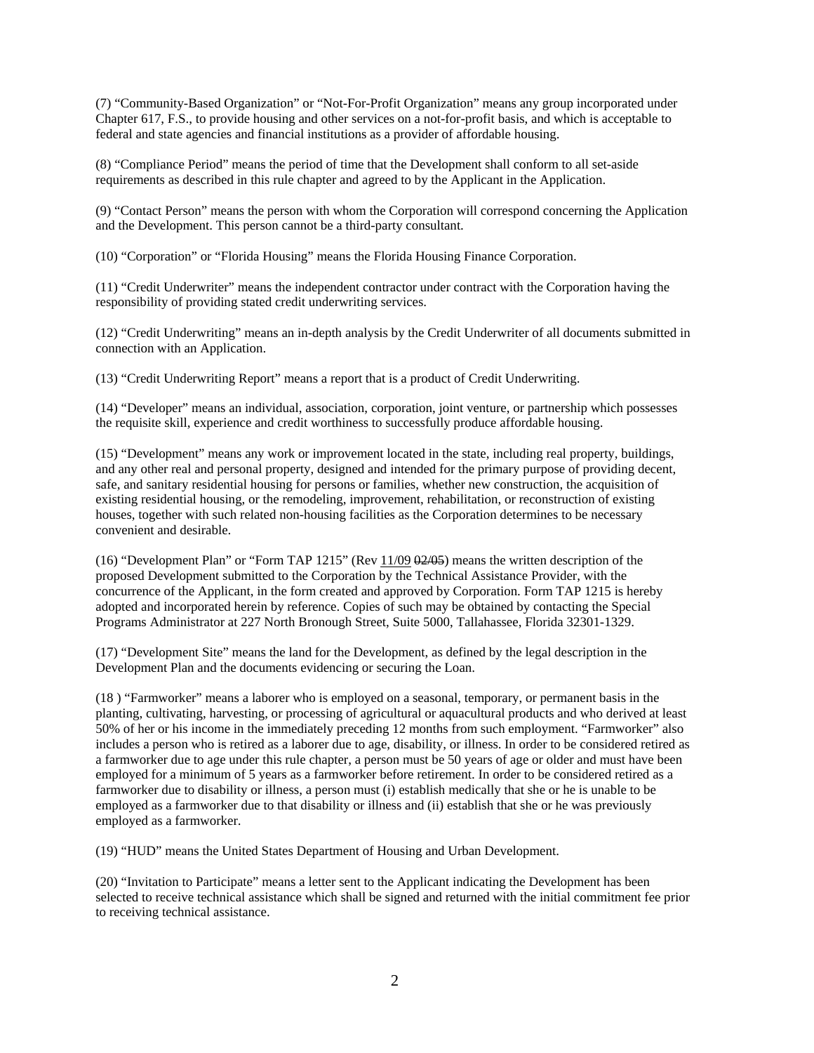(7) "Community-Based Organization" or "Not-For-Profit Organization" means any group incorporated under Chapter 617, F.S., to provide housing and other services on a not-for-profit basis, and which is acceptable to federal and state agencies and financial institutions as a provider of affordable housing.

(8) "Compliance Period" means the period of time that the Development shall conform to all set-aside requirements as described in this rule chapter and agreed to by the Applicant in the Application.

(9) "Contact Person" means the person with whom the Corporation will correspond concerning the Application and the Development. This person cannot be a third-party consultant.

(10) "Corporation" or "Florida Housing" means the Florida Housing Finance Corporation.

(11) "Credit Underwriter" means the independent contractor under contract with the Corporation having the responsibility of providing stated credit underwriting services.

(12) "Credit Underwriting" means an in-depth analysis by the Credit Underwriter of all documents submitted in connection with an Application.

(13) "Credit Underwriting Report" means a report that is a product of Credit Underwriting.

(14) "Developer" means an individual, association, corporation, joint venture, or partnership which possesses the requisite skill, experience and credit worthiness to successfully produce affordable housing.

(15) "Development" means any work or improvement located in the state, including real property, buildings, and any other real and personal property, designed and intended for the primary purpose of providing decent, safe, and sanitary residential housing for persons or families, whether new construction, the acquisition of existing residential housing, or the remodeling, improvement, rehabilitation, or reconstruction of existing houses, together with such related non-housing facilities as the Corporation determines to be necessary convenient and desirable.

(16) "Development Plan" or "Form TAP 1215" (Rev 11/09 ~~02/05~~) means the written description of the proposed Development submitted to the Corporation by the Technical Assistance Provider, with the concurrence of the Applicant, in the form created and approved by Corporation. Form TAP 1215 is hereby adopted and incorporated herein by reference. Copies of such may be obtained by contacting the Special Programs Administrator at 227 North Bronough Street, Suite 5000, Tallahassee, Florida 32301-1329.

(17) "Development Site" means the land for the Development, as defined by the legal description in the Development Plan and the documents evidencing or securing the Loan.

(18 ) "Farmworker" means a laborer who is employed on a seasonal, temporary, or permanent basis in the planting, cultivating, harvesting, or processing of agricultural or aquacultural products and who derived at least 50% of her or his income in the immediately preceding 12 months from such employment. "Farmworker" also includes a person who is retired as a laborer due to age, disability, or illness. In order to be considered retired as a farmworker due to age under this rule chapter, a person must be 50 years of age or older and must have been employed for a minimum of 5 years as a farmworker before retirement. In order to be considered retired as a farmworker due to disability or illness, a person must (i) establish medically that she or he is unable to be employed as a farmworker due to that disability or illness and (ii) establish that she or he was previously employed as a farmworker.

(19) "HUD" means the United States Department of Housing and Urban Development.

(20) "Invitation to Participate" means a letter sent to the Applicant indicating the Development has been selected to receive technical assistance which shall be signed and returned with the initial commitment fee prior to receiving technical assistance.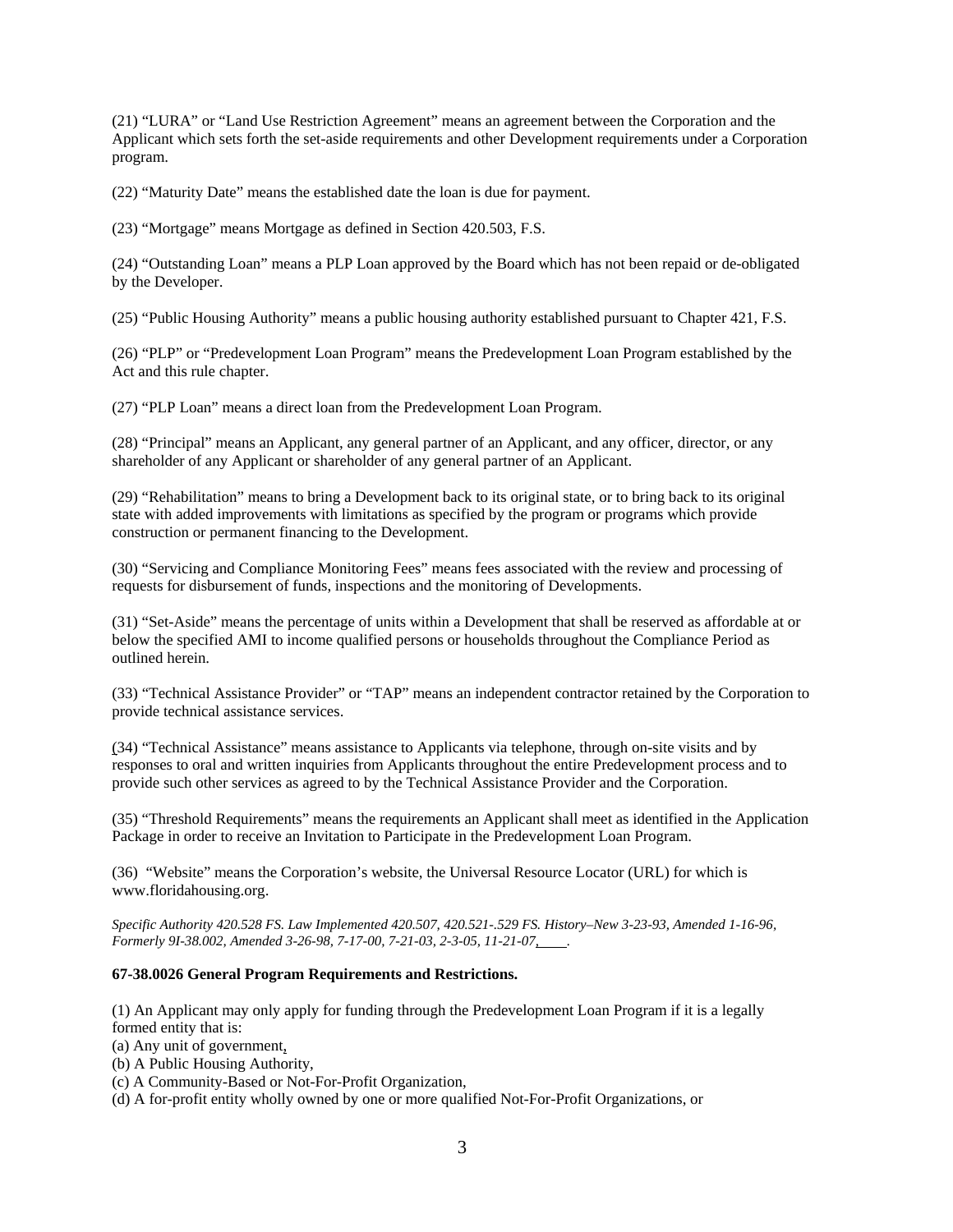(21) "LURA" or "Land Use Restriction Agreement" means an agreement between the Corporation and the Applicant which sets forth the set-aside requirements and other Development requirements under a Corporation program.

(22) "Maturity Date" means the established date the loan is due for payment.

(23) "Mortgage" means Mortgage as defined in Section 420.503, F.S.

(24) "Outstanding Loan" means a PLP Loan approved by the Board which has not been repaid or de-obligated by the Developer.

(25) "Public Housing Authority" means a public housing authority established pursuant to Chapter 421, F.S.

(26) "PLP" or "Predevelopment Loan Program" means the Predevelopment Loan Program established by the Act and this rule chapter.

(27) "PLP Loan" means a direct loan from the Predevelopment Loan Program.

(28) "Principal" means an Applicant, any general partner of an Applicant, and any officer, director, or any shareholder of any Applicant or shareholder of any general partner of an Applicant.

(29) "Rehabilitation" means to bring a Development back to its original state, or to bring back to its original state with added improvements with limitations as specified by the program or programs which provide construction or permanent financing to the Development.

(30) "Servicing and Compliance Monitoring Fees" means fees associated with the review and processing of requests for disbursement of funds, inspections and the monitoring of Developments.

(31) "Set-Aside" means the percentage of units within a Development that shall be reserved as affordable at or below the specified AMI to income qualified persons or households throughout the Compliance Period as outlined herein.

(33) "Technical Assistance Provider" or "TAP" means an independent contractor retained by the Corporation to provide technical assistance services.

(34) "Technical Assistance" means assistance to Applicants via telephone, through on-site visits and by responses to oral and written inquiries from Applicants throughout the entire Predevelopment process and to provide such other services as agreed to by the Technical Assistance Provider and the Corporation.

(35) "Threshold Requirements" means the requirements an Applicant shall meet as identified in the Application Package in order to receive an Invitation to Participate in the Predevelopment Loan Program.

(36) "Website" means the Corporation's website, the Universal Resource Locator (URL) for which is www.floridahousing.org.

*Specific Authority 420.528 FS. Law Implemented 420.507, 420.521-.529 FS. History–New 3-23-93, Amended 1-16-96, Formerly 9I-38.002, Amended 3-26-98, 7-17-00, 7-21-03, 2-3-05, 11-21-07,____.*

**67-38.0026 General Program Requirements and Restrictions.**

(1) An Applicant may only apply for funding through the Predevelopment Loan Program if it is a legally formed entity that is:
(a) Any unit of government,
(b) A Public Housing Authority,
(c) A Community-Based or Not-For-Profit Organization,
(d) A for-profit entity wholly owned by one or more qualified Not-For-Profit Organizations, or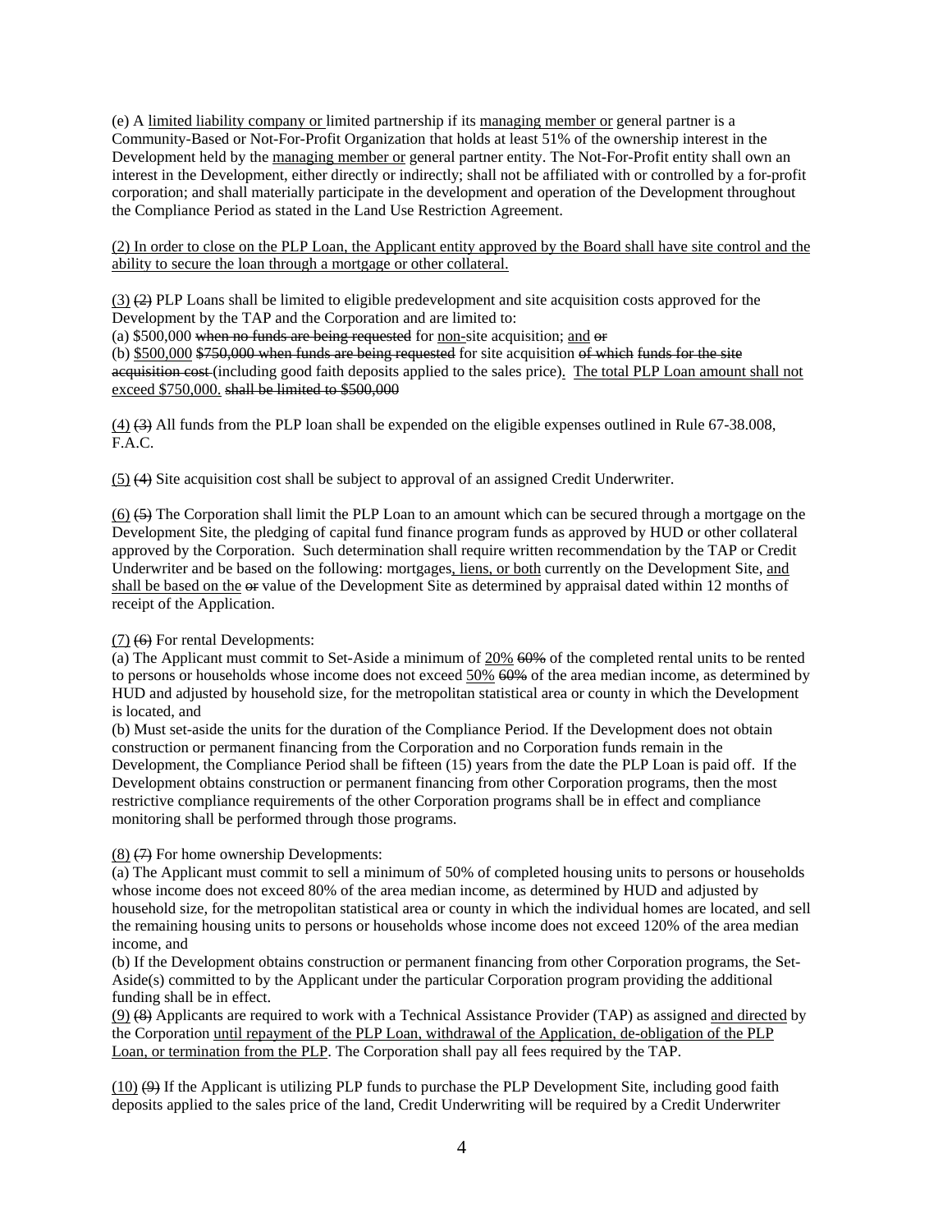(e) A <u>limited liability company or </u>limited partnership if its <u>managing member or</u> general partner is a Community-Based or Not-For-Profit Organization that holds at least 51% of the ownership interest in the Development held by the <u>managing member or</u> general partner entity. The Not-For-Profit entity shall own an interest in the Development, either directly or indirectly; shall not be affiliated with or controlled by a for-profit corporation; and shall materially participate in the development and operation of the Development throughout the Compliance Period as stated in the Land Use Restriction Agreement.

<u>(2) In order to close on the PLP Loan, the Applicant entity approved by the Board shall have site control and the ability to secure the loan through a mortgage or other collateral.</u>

<u>(3)</u> ~~(2)~~ PLP Loans shall be limited to eligible predevelopment and site acquisition costs approved for the Development by the TAP and the Corporation and are limited to:
(a) \$500,000 ~~when no funds are being requested~~ for <u>non-</u>site acquisition; <u>and</u> ~~or~~
(b) <u>\$500,000</u> ~~\$750,000 when funds are being requested~~ for site acquisition ~~of which~~ ~~funds for the site acquisition cost~~ (including good faith deposits applied to the sales price)<u>. The total PLP Loan amount shall not exceed \$750,000.</u> ~~shall be limited to \$500,000~~

<u>(4)</u> ~~(3)~~ All funds from the PLP loan shall be expended on the eligible expenses outlined in Rule 67-38.008, F.A.C.

<u>(5)</u> ~~(4)~~ Site acquisition cost shall be subject to approval of an assigned Credit Underwriter.

<u>(6)</u> ~~(5)~~ The Corporation shall limit the PLP Loan to an amount which can be secured through a mortgage on the Development Site, the pledging of capital fund finance program funds as approved by HUD or other collateral approved by the Corporation. Such determination shall require written recommendation by the TAP or Credit Underwriter and be based on the following: mortgages<u>, liens, or both</u> currently on the Development Site, <u>and shall be based on the</u> ~~or~~ value of the Development Site as determined by appraisal dated within 12 months of receipt of the Application.

<u>(7)</u> ~~(6)~~ For rental Developments:
(a) The Applicant must commit to Set-Aside a minimum of <u>20%</u> ~~60%~~ of the completed rental units to be rented to persons or households whose income does not exceed <u>50%</u> ~~60%~~ of the area median income, as determined by HUD and adjusted by household size, for the metropolitan statistical area or county in which the Development is located, and
(b) Must set-aside the units for the duration of the Compliance Period. If the Development does not obtain construction or permanent financing from the Corporation and no Corporation funds remain in the Development, the Compliance Period shall be fifteen (15) years from the date the PLP Loan is paid off. If the Development obtains construction or permanent financing from other Corporation programs, then the most restrictive compliance requirements of the other Corporation programs shall be in effect and compliance monitoring shall be performed through those programs.

<u>(8)</u> ~~(7)~~ For home ownership Developments:
(a) The Applicant must commit to sell a minimum of 50% of completed housing units to persons or households whose income does not exceed 80% of the area median income, as determined by HUD and adjusted by household size, for the metropolitan statistical area or county in which the individual homes are located, and sell the remaining housing units to persons or households whose income does not exceed 120% of the area median income, and
(b) If the Development obtains construction or permanent financing from other Corporation programs, the Set-Aside(s) committed to by the Applicant under the particular Corporation program providing the additional funding shall be in effect.
<u>(9)</u> ~~(8)~~ Applicants are required to work with a Technical Assistance Provider (TAP) as assigned <u>and directed</u> by the Corporation <u>until repayment of the PLP Loan, withdrawal of the Application, de-obligation of the PLP Loan, or termination from the PLP</u>. The Corporation shall pay all fees required by the TAP.

<u>(10)</u> ~~(9)~~ If the Applicant is utilizing PLP funds to purchase the PLP Development Site, including good faith deposits applied to the sales price of the land, Credit Underwriting will be required by a Credit Underwriter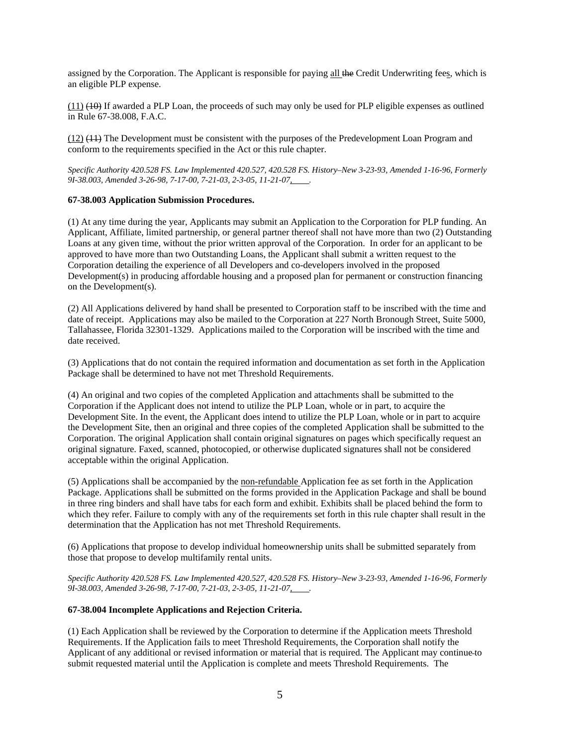assigned by the Corporation. The Applicant is responsible for paying <u>all</u> ~~the~~ Credit Underwriting fee<u>s</u>, which is an eligible PLP expense.

<u>(11)</u> ~~(10)~~ If awarded a PLP Loan, the proceeds of such may only be used for PLP eligible expenses as outlined in Rule 67-38.008, F.A.C.

<u>(12)</u> ~~(11)~~ The Development must be consistent with the purposes of the Predevelopment Loan Program and conform to the requirements specified in the Act or this rule chapter.

*Specific Authority 420.528 FS. Law Implemented 420.527, 420.528 FS. History–New 3-23-93, Amended 1-16-96, Formerly 9I-38.003, Amended 3-26-98, 7-17-00, 7-21-03, 2-3-05, 11-21-07<u>, \_\_\_\_</u>.*

**67-38.003 Application Submission Procedures.**

(1) At any time during the year, Applicants may submit an Application to the Corporation for PLP funding. An Applicant, Affiliate, limited partnership, or general partner thereof shall not have more than two (2) Outstanding Loans at any given time, without the prior written approval of the Corporation. In order for an applicant to be approved to have more than two Outstanding Loans, the Applicant shall submit a written request to the Corporation detailing the experience of all Developers and co-developers involved in the proposed Development(s) in producing affordable housing and a proposed plan for permanent or construction financing on the Development(s).

(2) All Applications delivered by hand shall be presented to Corporation staff to be inscribed with the time and date of receipt. Applications may also be mailed to the Corporation at 227 North Bronough Street, Suite 5000, Tallahassee, Florida 32301-1329. Applications mailed to the Corporation will be inscribed with the time and date received.

(3) Applications that do not contain the required information and documentation as set forth in the Application Package shall be determined to have not met Threshold Requirements.

(4) An original and two copies of the completed Application and attachments shall be submitted to the Corporation if the Applicant does not intend to utilize the PLP Loan, whole or in part, to acquire the Development Site. In the event, the Applicant does intend to utilize the PLP Loan, whole or in part to acquire the Development Site, then an original and three copies of the completed Application shall be submitted to the Corporation. The original Application shall contain original signatures on pages which specifically request an original signature. Faxed, scanned, photocopied, or otherwise duplicated signatures shall not be considered acceptable within the original Application.

(5) Applications shall be accompanied by the <u>non-refundable</u> Application fee as set forth in the Application Package. Applications shall be submitted on the forms provided in the Application Package and shall be bound in three ring binders and shall have tabs for each form and exhibit. Exhibits shall be placed behind the form to which they refer. Failure to comply with any of the requirements set forth in this rule chapter shall result in the determination that the Application has not met Threshold Requirements.

(6) Applications that propose to develop individual homeownership units shall be submitted separately from those that propose to develop multifamily rental units.

*Specific Authority 420.528 FS. Law Implemented 420.527, 420.528 FS. History–New 3-23-93, Amended 1-16-96, Formerly 9I-38.003, Amended 3-26-98, 7-17-00, 7-21-03, 2-3-05, 11-21-07<u>, \_\_\_\_</u>.*

**67-38.004 Incomplete Applications and Rejection Criteria.**

(1) Each Application shall be reviewed by the Corporation to determine if the Application meets Threshold Requirements. If the Application fails to meet Threshold Requirements, the Corporation shall notify the Applicant of any additional or revised information or material that is required. The Applicant may continue to submit requested material until the Application is complete and meets Threshold Requirements. The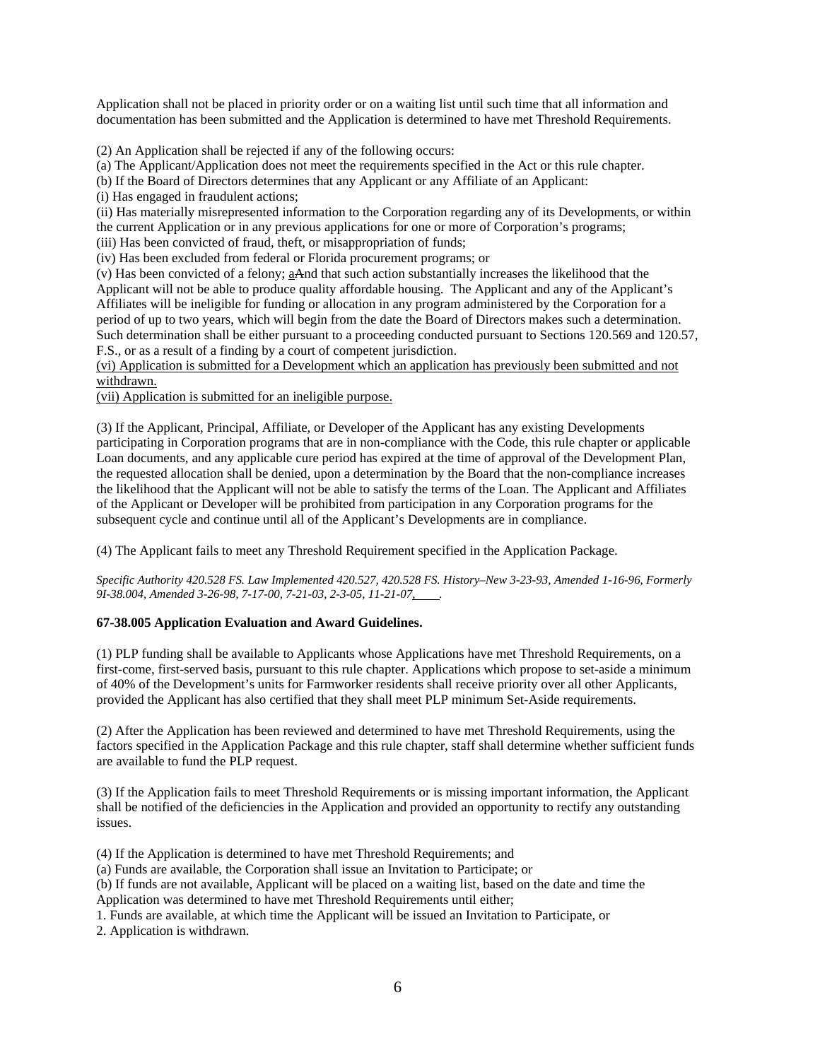Application shall not be placed in priority order or on a waiting list until such time that all information and documentation has been submitted and the Application is determined to have met Threshold Requirements.

(2) An Application shall be rejected if any of the following occurs:

(a) The Applicant/Application does not meet the requirements specified in the Act or this rule chapter.

(b) If the Board of Directors determines that any Applicant or any Affiliate of an Applicant:

(i) Has engaged in fraudulent actions;

(ii) Has materially misrepresented information to the Corporation regarding any of its Developments, or within the current Application or in any previous applications for one or more of Corporation's programs;

(iii) Has been convicted of fraud, theft, or misappropriation of funds;

(iv) Has been excluded from federal or Florida procurement programs; or

(v) Has been convicted of a felony; <u>a</u>~~A~~nd that such action substantially increases the likelihood that the Applicant will not be able to produce quality affordable housing. The Applicant and any of the Applicant's Affiliates will be ineligible for funding or allocation in any program administered by the Corporation for a period of up to two years, which will begin from the date the Board of Directors makes such a determination. Such determination shall be either pursuant to a proceeding conducted pursuant to Sections 120.569 and 120.57, F.S., or as a result of a finding by a court of competent jurisdiction.

<u>(vi) Application is submitted for a Development which an application has previously been submitted and not withdrawn.</u>

<u>(vii) Application is submitted for an ineligible purpose.</u>

(3) If the Applicant, Principal, Affiliate, or Developer of the Applicant has any existing Developments participating in Corporation programs that are in non-compliance with the Code, this rule chapter or applicable Loan documents, and any applicable cure period has expired at the time of approval of the Development Plan, the requested allocation shall be denied, upon a determination by the Board that the non-compliance increases the likelihood that the Applicant will not be able to satisfy the terms of the Loan. The Applicant and Affiliates of the Applicant or Developer will be prohibited from participation in any Corporation programs for the subsequent cycle and continue until all of the Applicant's Developments are in compliance.

(4) The Applicant fails to meet any Threshold Requirement specified in the Application Package.

*Specific Authority 420.528 FS. Law Implemented 420.527, 420.528 FS. History–New 3-23-93, Amended 1-16-96, Formerly 9I-38.004, Amended 3-26-98, 7-17-00, 7-21-03, 2-3-05, 11-21-07,\_\_\_\_.*

**67-38.005 Application Evaluation and Award Guidelines.**

(1) PLP funding shall be available to Applicants whose Applications have met Threshold Requirements, on a first-come, first-served basis, pursuant to this rule chapter. Applications which propose to set-aside a minimum of 40% of the Development's units for Farmworker residents shall receive priority over all other Applicants, provided the Applicant has also certified that they shall meet PLP minimum Set-Aside requirements.

(2) After the Application has been reviewed and determined to have met Threshold Requirements, using the factors specified in the Application Package and this rule chapter, staff shall determine whether sufficient funds are available to fund the PLP request.

(3) If the Application fails to meet Threshold Requirements or is missing important information, the Applicant shall be notified of the deficiencies in the Application and provided an opportunity to rectify any outstanding issues.

(4) If the Application is determined to have met Threshold Requirements; and

(a) Funds are available, the Corporation shall issue an Invitation to Participate; or

(b) If funds are not available, Applicant will be placed on a waiting list, based on the date and time the Application was determined to have met Threshold Requirements until either;

1. Funds are available, at which time the Applicant will be issued an Invitation to Participate, or

2. Application is withdrawn.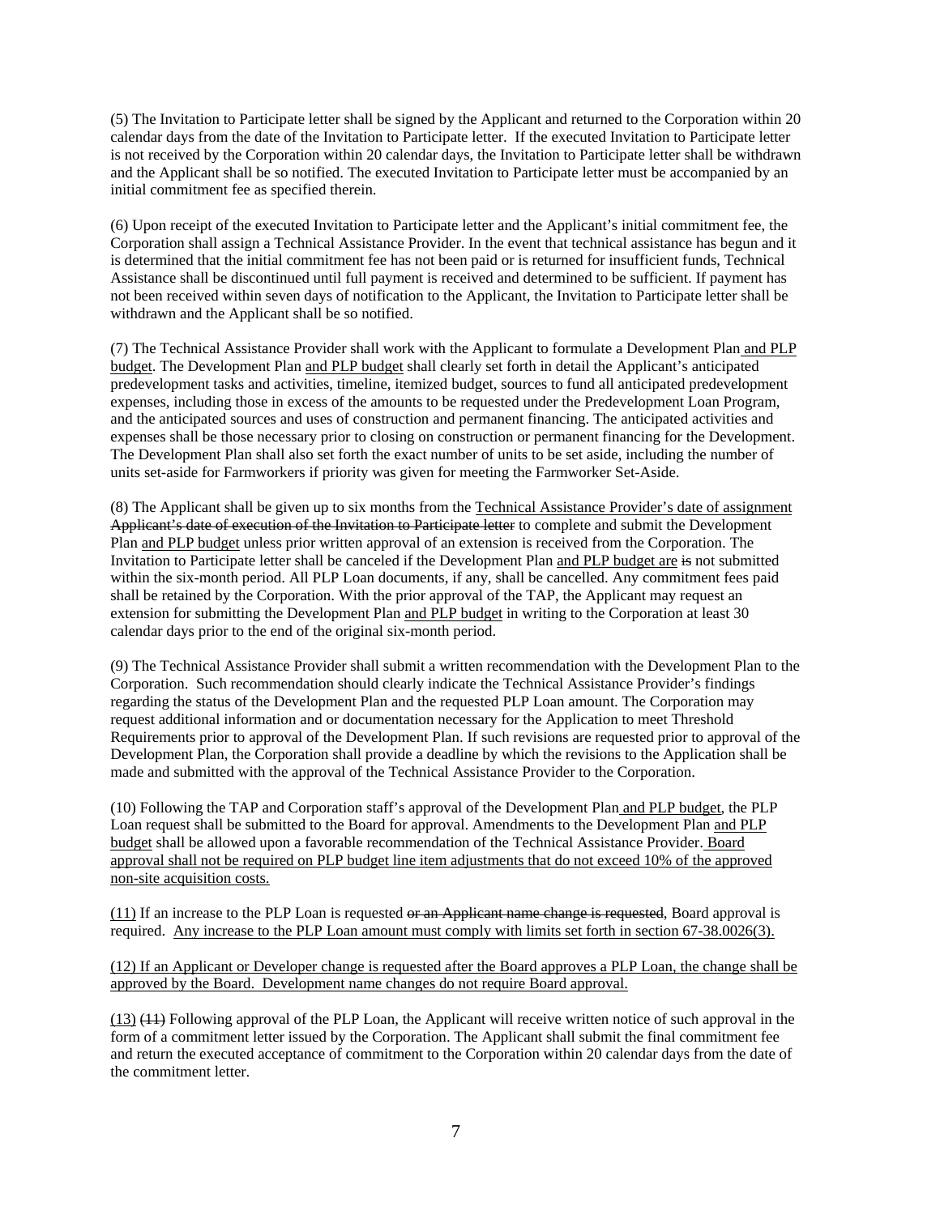(5) The Invitation to Participate letter shall be signed by the Applicant and returned to the Corporation within 20 calendar days from the date of the Invitation to Participate letter. If the executed Invitation to Participate letter is not received by the Corporation within 20 calendar days, the Invitation to Participate letter shall be withdrawn and the Applicant shall be so notified. The executed Invitation to Participate letter must be accompanied by an initial commitment fee as specified therein.

(6) Upon receipt of the executed Invitation to Participate letter and the Applicant's initial commitment fee, the Corporation shall assign a Technical Assistance Provider. In the event that technical assistance has begun and it is determined that the initial commitment fee has not been paid or is returned for insufficient funds, Technical Assistance shall be discontinued until full payment is received and determined to be sufficient. If payment has not been received within seven days of notification to the Applicant, the Invitation to Participate letter shall be withdrawn and the Applicant shall be so notified.

(7) The Technical Assistance Provider shall work with the Applicant to formulate a Development Plan <u>and PLP budget</u>. The Development Plan <u>and PLP budget</u> shall clearly set forth in detail the Applicant's anticipated predevelopment tasks and activities, timeline, itemized budget, sources to fund all anticipated predevelopment expenses, including those in excess of the amounts to be requested under the Predevelopment Loan Program, and the anticipated sources and uses of construction and permanent financing. The anticipated activities and expenses shall be those necessary prior to closing on construction or permanent financing for the Development. The Development Plan shall also set forth the exact number of units to be set aside, including the number of units set-aside for Farmworkers if priority was given for meeting the Farmworker Set-Aside.

(8) The Applicant shall be given up to six months from the <u>Technical Assistance Provider's date of assignment</u> ~~Applicant's date of execution of the Invitation to Participate letter~~ to complete and submit the Development Plan <u>and PLP budget</u> unless prior written approval of an extension is received from the Corporation. The Invitation to Participate letter shall be canceled if the Development Plan <u>and PLP budget are</u> ~~is~~ not submitted within the six-month period. All PLP Loan documents, if any, shall be cancelled. Any commitment fees paid shall be retained by the Corporation. With the prior approval of the TAP, the Applicant may request an extension for submitting the Development Plan <u>and PLP budget</u> in writing to the Corporation at least 30 calendar days prior to the end of the original six-month period.

(9) The Technical Assistance Provider shall submit a written recommendation with the Development Plan to the Corporation. Such recommendation should clearly indicate the Technical Assistance Provider's findings regarding the status of the Development Plan and the requested PLP Loan amount. The Corporation may request additional information and or documentation necessary for the Application to meet Threshold Requirements prior to approval of the Development Plan. If such revisions are requested prior to approval of the Development Plan, the Corporation shall provide a deadline by which the revisions to the Application shall be made and submitted with the approval of the Technical Assistance Provider to the Corporation.

(10) Following the TAP and Corporation staff's approval of the Development Plan <u>and PLP budget</u>, the PLP Loan request shall be submitted to the Board for approval. Amendments to the Development Plan <u>and PLP budget</u> shall be allowed upon a favorable recommendation of the Technical Assistance Provider. <u>Board approval shall not be required on PLP budget line item adjustments that do not exceed 10% of the approved non-site acquisition costs.</u>

<u>(11)</u> If an increase to the PLP Loan is requested ~~or an Applicant name change is requested~~, Board approval is required. <u>Any increase to the PLP Loan amount must comply with limits set forth in section 67-38.0026(3).</u>

<u>(12) If an Applicant or Developer change is requested after the Board approves a PLP Loan, the change shall be approved by the Board. Development name changes do not require Board approval.</u>

<u>(13)</u> ~~(11)~~ Following approval of the PLP Loan, the Applicant will receive written notice of such approval in the form of a commitment letter issued by the Corporation. The Applicant shall submit the final commitment fee and return the executed acceptance of commitment to the Corporation within 20 calendar days from the date of the commitment letter.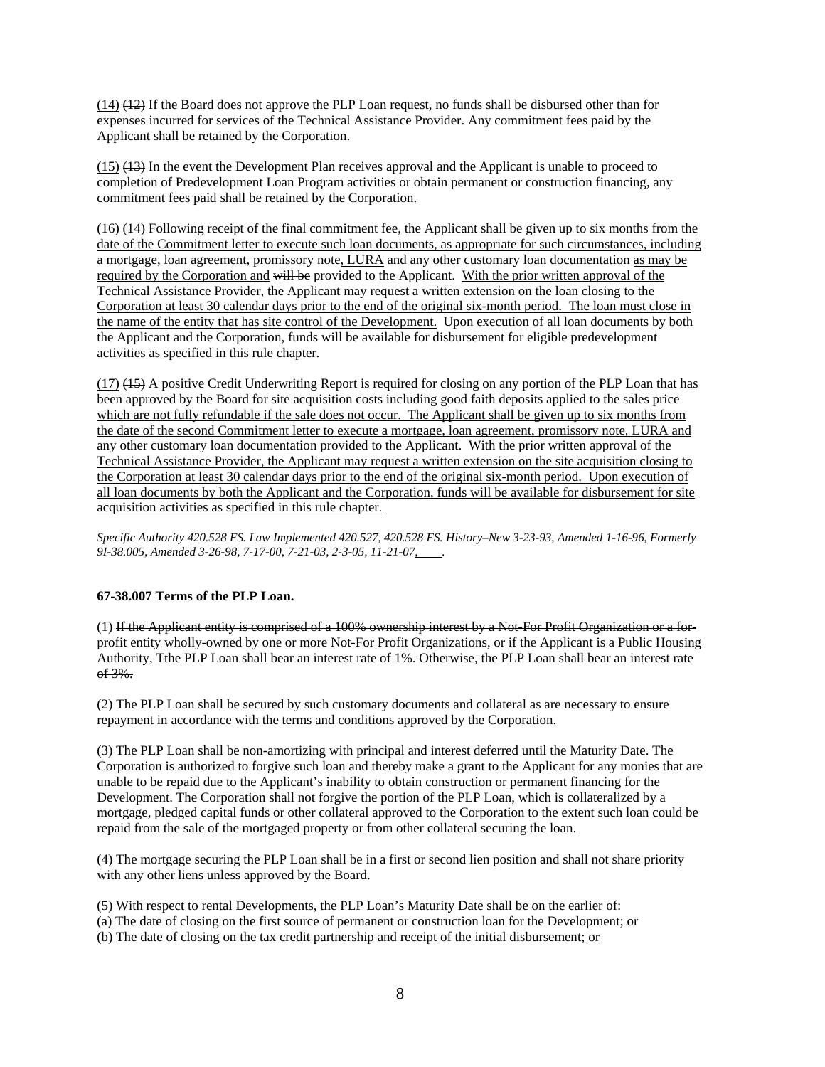<u>(14)</u> ~~(12)~~ If the Board does not approve the PLP Loan request, no funds shall be disbursed other than for expenses incurred for services of the Technical Assistance Provider. Any commitment fees paid by the Applicant shall be retained by the Corporation.

<u>(15)</u> ~~(13)~~ In the event the Development Plan receives approval and the Applicant is unable to proceed to completion of Predevelopment Loan Program activities or obtain permanent or construction financing, any commitment fees paid shall be retained by the Corporation.

<u>(16)</u> ~~(14)~~ Following receipt of the final commitment fee, <u>the Applicant shall be given up to six months from the date of the Commitment letter to execute such loan documents, as appropriate for such circumstances, including</u> a mortgage, loan agreement, promissory note<u>, LURA</u> and any other customary loan documentation <u>as may be required by the Corporation and</u> ~~will be~~ provided to the Applicant. <u>With the prior written approval of the Technical Assistance Provider, the Applicant may request a written extension on the loan closing to the Corporation at least 30 calendar days prior to the end of the original six-month period. The loan must close in the name of the entity that has site control of the Development.</u> Upon execution of all loan documents by both the Applicant and the Corporation, funds will be available for disbursement for eligible predevelopment activities as specified in this rule chapter.

<u>(17)</u> ~~(15)~~ A positive Credit Underwriting Report is required for closing on any portion of the PLP Loan that has been approved by the Board for site acquisition costs including good faith deposits applied to the sales price <u>which are not fully refundable if the sale does not occur. The Applicant shall be given up to six months from the date of the second Commitment letter to execute a mortgage, loan agreement, promissory note, LURA and any other customary loan documentation provided to the Applicant. With the prior written approval of the Technical Assistance Provider, the Applicant may request a written extension on the site acquisition closing to the Corporation at least 30 calendar days prior to the end of the original six-month period. Upon execution of all loan documents by both the Applicant and the Corporation, funds will be available for disbursement for site acquisition activities as specified in this rule chapter.</u>

*Specific Authority 420.528 FS. Law Implemented 420.527, 420.528 FS. History–New 3-23-93, Amended 1-16-96, Formerly 9I-38.005, Amended 3-26-98, 7-17-00, 7-21-03, 2-3-05, 11-21-07<u>, \_\_\_\_</u>.*

**67-38.007 Terms of the PLP Loan.**

(1) ~~If the Applicant entity is comprised of a 100% ownership interest by a Not-For Profit Organization or a for-profit entity wholly-owned by one or more Not-For Profit Organizations, or if the Applicant is a Public Housing Authority, T~~<u>T</u>he PLP Loan shall bear an interest rate of 1%. ~~Otherwise, the PLP Loan shall bear an interest rate of 3%.~~

(2) The PLP Loan shall be secured by such customary documents and collateral as are necessary to ensure repayment <u>in accordance with the terms and conditions approved by the Corporation.</u>

(3) The PLP Loan shall be non-amortizing with principal and interest deferred until the Maturity Date. The Corporation is authorized to forgive such loan and thereby make a grant to the Applicant for any monies that are unable to be repaid due to the Applicant's inability to obtain construction or permanent financing for the Development. The Corporation shall not forgive the portion of the PLP Loan, which is collateralized by a mortgage, pledged capital funds or other collateral approved to the Corporation to the extent such loan could be repaid from the sale of the mortgaged property or from other collateral securing the loan.

(4) The mortgage securing the PLP Loan shall be in a first or second lien position and shall not share priority with any other liens unless approved by the Board.

(5) With respect to rental Developments, the PLP Loan's Maturity Date shall be on the earlier of:
(a) The date of closing on the <u>first source of</u> permanent or construction loan for the Development; or
(b) <u>The date of closing on the tax credit partnership and receipt of the initial disbursement; or</u>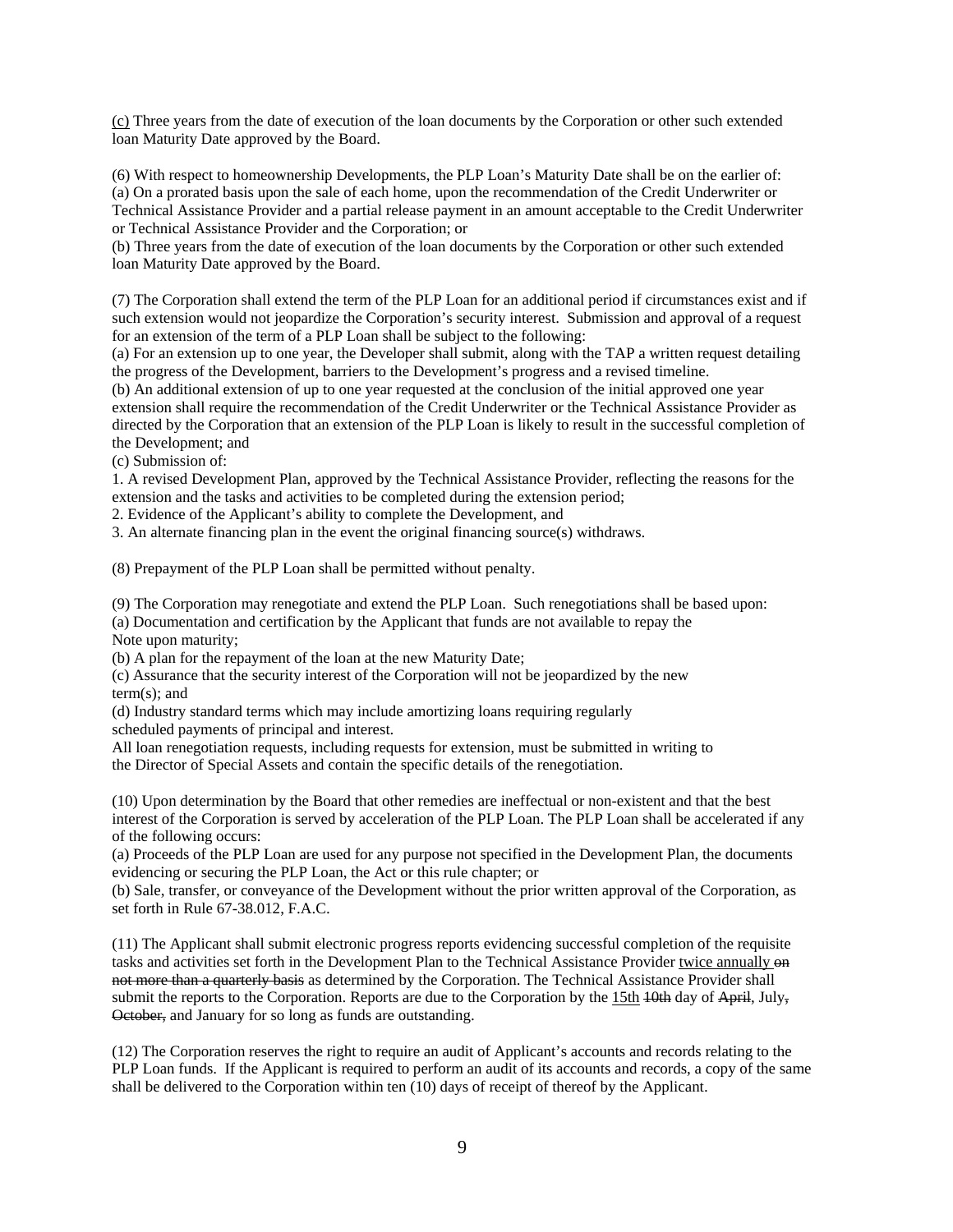<u>(c)</u> Three years from the date of execution of the loan documents by the Corporation or other such extended loan Maturity Date approved by the Board.

(6) With respect to homeownership Developments, the PLP Loan's Maturity Date shall be on the earlier of:
(a) On a prorated basis upon the sale of each home, upon the recommendation of the Credit Underwriter or Technical Assistance Provider and a partial release payment in an amount acceptable to the Credit Underwriter or Technical Assistance Provider and the Corporation; or
(b) Three years from the date of execution of the loan documents by the Corporation or other such extended loan Maturity Date approved by the Board.

(7) The Corporation shall extend the term of the PLP Loan for an additional period if circumstances exist and if such extension would not jeopardize the Corporation's security interest. Submission and approval of a request for an extension of the term of a PLP Loan shall be subject to the following:
(a) For an extension up to one year, the Developer shall submit, along with the TAP a written request detailing the progress of the Development, barriers to the Development's progress and a revised timeline.
(b) An additional extension of up to one year requested at the conclusion of the initial approved one year extension shall require the recommendation of the Credit Underwriter or the Technical Assistance Provider as directed by the Corporation that an extension of the PLP Loan is likely to result in the successful completion of the Development; and
(c) Submission of:
1. A revised Development Plan, approved by the Technical Assistance Provider, reflecting the reasons for the extension and the tasks and activities to be completed during the extension period;
2. Evidence of the Applicant's ability to complete the Development, and
3. An alternate financing plan in the event the original financing source(s) withdraws.

(8) Prepayment of the PLP Loan shall be permitted without penalty.

(9) The Corporation may renegotiate and extend the PLP Loan. Such renegotiations shall be based upon:
(a) Documentation and certification by the Applicant that funds are not available to repay the Note upon maturity;
(b) A plan for the repayment of the loan at the new Maturity Date;
(c) Assurance that the security interest of the Corporation will not be jeopardized by the new term(s); and
(d) Industry standard terms which may include amortizing loans requiring regularly scheduled payments of principal and interest.
All loan renegotiation requests, including requests for extension, must be submitted in writing to the Director of Special Assets and contain the specific details of the renegotiation.

(10) Upon determination by the Board that other remedies are ineffectual or non-existent and that the best interest of the Corporation is served by acceleration of the PLP Loan. The PLP Loan shall be accelerated if any of the following occurs:
(a) Proceeds of the PLP Loan are used for any purpose not specified in the Development Plan, the documents evidencing or securing the PLP Loan, the Act or this rule chapter; or
(b) Sale, transfer, or conveyance of the Development without the prior written approval of the Corporation, as set forth in Rule 67-38.012, F.A.C.

(11) The Applicant shall submit electronic progress reports evidencing successful completion of the requisite tasks and activities set forth in the Development Plan to the Technical Assistance Provider <u>twice annually</u> ~~on not more than a quarterly basis~~ as determined by the Corporation. The Technical Assistance Provider shall submit the reports to the Corporation. Reports are due to the Corporation by the <u>15th</u> ~~10th~~ day of ~~April~~, July~~,~~ ~~October,~~ and January for so long as funds are outstanding.

(12) The Corporation reserves the right to require an audit of Applicant's accounts and records relating to the PLP Loan funds. If the Applicant is required to perform an audit of its accounts and records, a copy of the same shall be delivered to the Corporation within ten (10) days of receipt of thereof by the Applicant.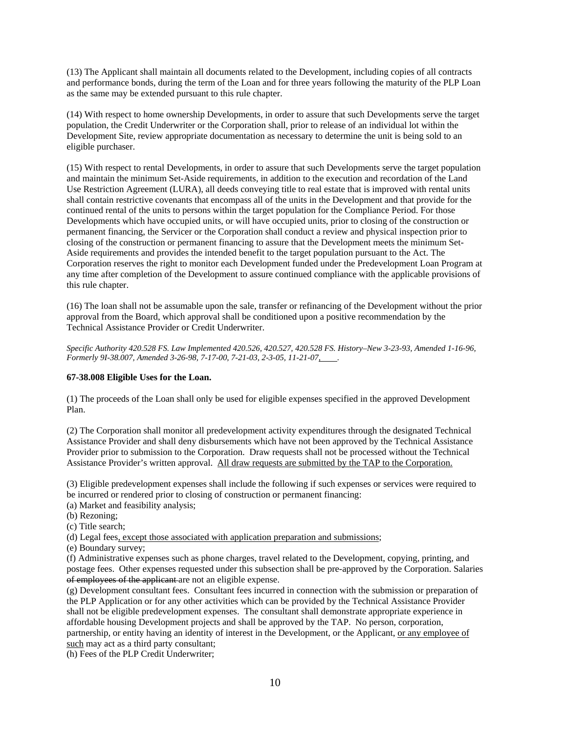(13) The Applicant shall maintain all documents related to the Development, including copies of all contracts and performance bonds, during the term of the Loan and for three years following the maturity of the PLP Loan as the same may be extended pursuant to this rule chapter.

(14) With respect to home ownership Developments, in order to assure that such Developments serve the target population, the Credit Underwriter or the Corporation shall, prior to release of an individual lot within the Development Site, review appropriate documentation as necessary to determine the unit is being sold to an eligible purchaser.

(15) With respect to rental Developments, in order to assure that such Developments serve the target population and maintain the minimum Set-Aside requirements, in addition to the execution and recordation of the Land Use Restriction Agreement (LURA), all deeds conveying title to real estate that is improved with rental units shall contain restrictive covenants that encompass all of the units in the Development and that provide for the continued rental of the units to persons within the target population for the Compliance Period. For those Developments which have occupied units, or will have occupied units, prior to closing of the construction or permanent financing, the Servicer or the Corporation shall conduct a review and physical inspection prior to closing of the construction or permanent financing to assure that the Development meets the minimum Set-Aside requirements and provides the intended benefit to the target population pursuant to the Act. The Corporation reserves the right to monitor each Development funded under the Predevelopment Loan Program at any time after completion of the Development to assure continued compliance with the applicable provisions of this rule chapter.

(16) The loan shall not be assumable upon the sale, transfer or refinancing of the Development without the prior approval from the Board, which approval shall be conditioned upon a positive recommendation by the Technical Assistance Provider or Credit Underwriter.

*Specific Authority 420.528 FS. Law Implemented 420.526, 420.527, 420.528 FS. History–New 3-23-93, Amended 1-16-96, Formerly 9I-38.007, Amended 3-26-98, 7-17-00, 7-21-03, 2-3-05, 11-21-07,\_\_\_\_.*

**67-38.008 Eligible Uses for the Loan.**

(1) The proceeds of the Loan shall only be used for eligible expenses specified in the approved Development Plan.

(2) The Corporation shall monitor all predevelopment activity expenditures through the designated Technical Assistance Provider and shall deny disbursements which have not been approved by the Technical Assistance Provider prior to submission to the Corporation. Draw requests shall not be processed without the Technical Assistance Provider's written approval. <u>All draw requests are submitted by the TAP to the Corporation.</u>

(3) Eligible predevelopment expenses shall include the following if such expenses or services were required to be incurred or rendered prior to closing of construction or permanent financing:
(a) Market and feasibility analysis;
(b) Rezoning;
(c) Title search;
(d) Legal fees<u>, except those associated with application preparation and submissions</u>;
(e) Boundary survey;
(f) Administrative expenses such as phone charges, travel related to the Development, copying, printing, and postage fees. Other expenses requested under this subsection shall be pre-approved by the Corporation. Salaries ~~of employees of the applicant~~ are not an eligible expense.
(g) Development consultant fees. Consultant fees incurred in connection with the submission or preparation of the PLP Application or for any other activities which can be provided by the Technical Assistance Provider shall not be eligible predevelopment expenses. The consultant shall demonstrate appropriate experience in affordable housing Development projects and shall be approved by the TAP. No person, corporation, partnership, or entity having an identity of interest in the Development, or the Applicant, <u>or any employee of such</u> may act as a third party consultant;
(h) Fees of the PLP Credit Underwriter;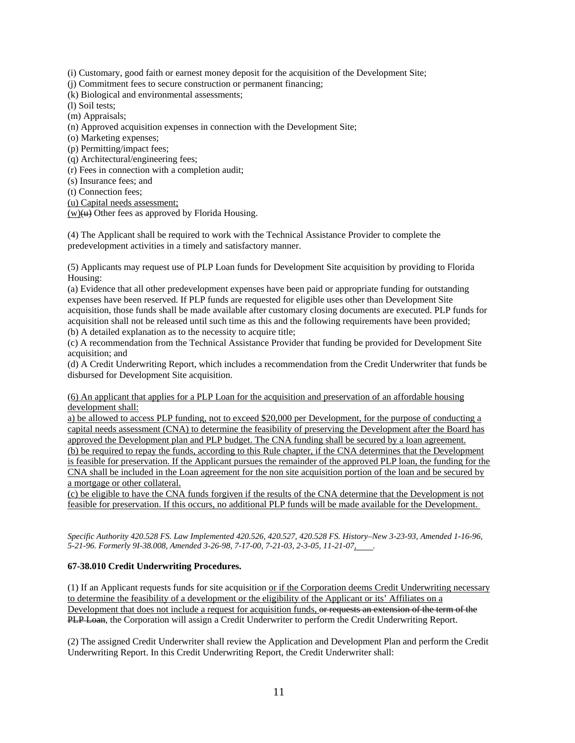(i) Customary, good faith or earnest money deposit for the acquisition of the Development Site;
(j) Commitment fees to secure construction or permanent financing;
(k) Biological and environmental assessments;
(l) Soil tests;
(m) Appraisals;
(n) Approved acquisition expenses in connection with the Development Site;
(o) Marketing expenses;
(p) Permitting/impact fees;
(q) Architectural/engineering fees;
(r) Fees in connection with a completion audit;
(s) Insurance fees; and
(t) Connection fees;
<u>(u) Capital needs assessment;</u>
<u>(w)</u>~~(u)~~ Other fees as approved by Florida Housing.

(4) The Applicant shall be required to work with the Technical Assistance Provider to complete the predevelopment activities in a timely and satisfactory manner.

(5) Applicants may request use of PLP Loan funds for Development Site acquisition by providing to Florida Housing:
(a) Evidence that all other predevelopment expenses have been paid or appropriate funding for outstanding expenses have been reserved. If PLP funds are requested for eligible uses other than Development Site acquisition, those funds shall be made available after customary closing documents are executed. PLP funds for acquisition shall not be released until such time as this and the following requirements have been provided;
(b) A detailed explanation as to the necessity to acquire title;
(c) A recommendation from the Technical Assistance Provider that funding be provided for Development Site acquisition; and
(d) A Credit Underwriting Report, which includes a recommendation from the Credit Underwriter that funds be disbursed for Development Site acquisition.

<u>(6) An applicant that applies for a PLP Loan for the acquisition and preservation of an affordable housing development shall:</u>
<u>a) be allowed to access PLP funding, not to exceed $20,000 per Development, for the purpose of conducting a capital needs assessment (CNA) to determine the feasibility of preserving the Development after the Board has approved the Development plan and PLP budget. The CNA funding shall be secured by a loan agreement.</u>
<u>(b) be required to repay the funds, according to this Rule chapter, if the CNA determines that the Development is feasible for preservation. If the Applicant pursues the remainder of the approved PLP loan, the funding for the CNA shall be included in the Loan agreement for the non site acquisition portion of the loan and be secured by a mortgage or other collateral.</u>
<u>(c) be eligible to have the CNA funds forgiven if the results of the CNA determine that the Development is not feasible for preservation. If this occurs, no additional PLP funds will be made available for the Development.</u>

*Specific Authority 420.528 FS. Law Implemented 420.526, 420.527, 420.528 FS. History–New 3-23-93, Amended 1-16-96, 5-21-96. Formerly 9I-38.008, Amended 3-26-98, 7-17-00, 7-21-03, 2-3-05, 11-21-07<u>,</u> ____.*

**67-38.010 Credit Underwriting Procedures.**

(1) If an Applicant requests funds for site acquisition <u>or if the Corporation deems Credit Underwriting necessary to determine the feasibility of a development or the eligibility of the Applicant or its' Affiliates on a Development that does not include a request for acquisition funds,</u> ~~or requests an extension of the term of the PLP Loan~~, the Corporation will assign a Credit Underwriter to perform the Credit Underwriting Report.

(2) The assigned Credit Underwriter shall review the Application and Development Plan and perform the Credit Underwriting Report. In this Credit Underwriting Report, the Credit Underwriter shall: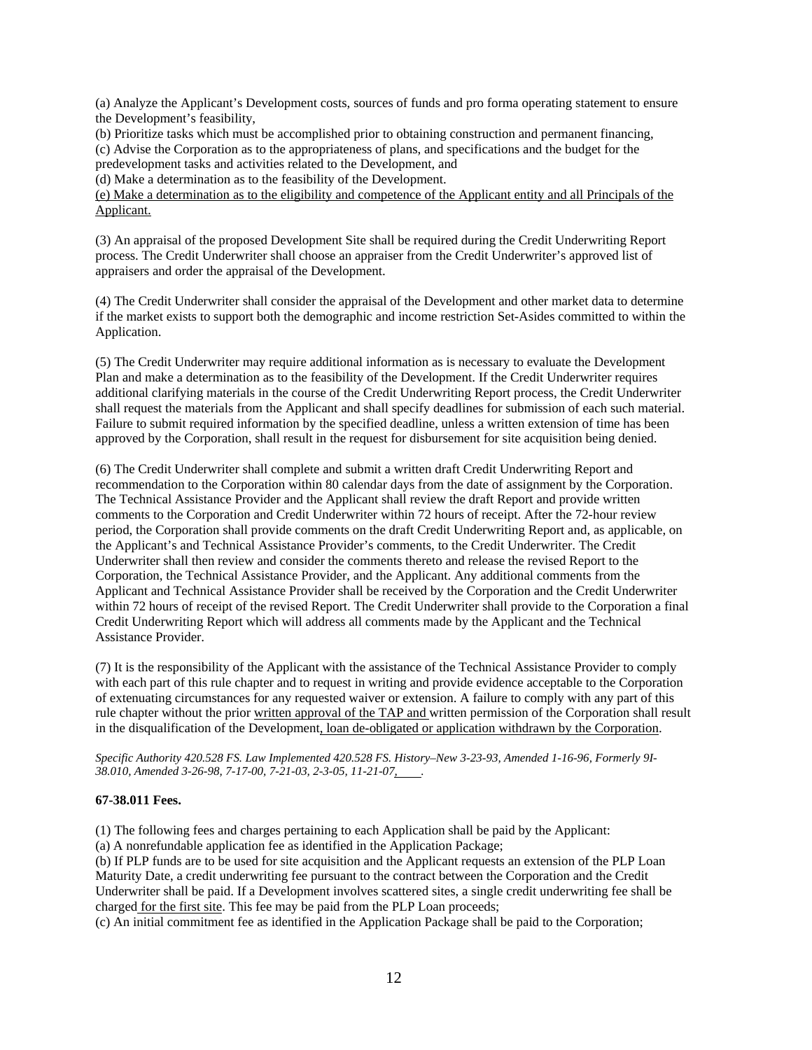(a) Analyze the Applicant's Development costs, sources of funds and pro forma operating statement to ensure the Development's feasibility,
(b) Prioritize tasks which must be accomplished prior to obtaining construction and permanent financing,
(c) Advise the Corporation as to the appropriateness of plans, and specifications and the budget for the predevelopment tasks and activities related to the Development, and
(d) Make a determination as to the feasibility of the Development.
(e) Make a determination as to the eligibility and competence of the Applicant entity and all Principals of the Applicant.

(3) An appraisal of the proposed Development Site shall be required during the Credit Underwriting Report process. The Credit Underwriter shall choose an appraiser from the Credit Underwriter's approved list of appraisers and order the appraisal of the Development.

(4) The Credit Underwriter shall consider the appraisal of the Development and other market data to determine if the market exists to support both the demographic and income restriction Set-Asides committed to within the Application.

(5) The Credit Underwriter may require additional information as is necessary to evaluate the Development Plan and make a determination as to the feasibility of the Development. If the Credit Underwriter requires additional clarifying materials in the course of the Credit Underwriting Report process, the Credit Underwriter shall request the materials from the Applicant and shall specify deadlines for submission of each such material. Failure to submit required information by the specified deadline, unless a written extension of time has been approved by the Corporation, shall result in the request for disbursement for site acquisition being denied.

(6) The Credit Underwriter shall complete and submit a written draft Credit Underwriting Report and recommendation to the Corporation within 80 calendar days from the date of assignment by the Corporation. The Technical Assistance Provider and the Applicant shall review the draft Report and provide written comments to the Corporation and Credit Underwriter within 72 hours of receipt. After the 72-hour review period, the Corporation shall provide comments on the draft Credit Underwriting Report and, as applicable, on the Applicant's and Technical Assistance Provider's comments, to the Credit Underwriter. The Credit Underwriter shall then review and consider the comments thereto and release the revised Report to the Corporation, the Technical Assistance Provider, and the Applicant. Any additional comments from the Applicant and Technical Assistance Provider shall be received by the Corporation and the Credit Underwriter within 72 hours of receipt of the revised Report. The Credit Underwriter shall provide to the Corporation a final Credit Underwriting Report which will address all comments made by the Applicant and the Technical Assistance Provider.

(7) It is the responsibility of the Applicant with the assistance of the Technical Assistance Provider to comply with each part of this rule chapter and to request in writing and provide evidence acceptable to the Corporation of extenuating circumstances for any requested waiver or extension. A failure to comply with any part of this rule chapter without the prior written approval of the TAP and written permission of the Corporation shall result in the disqualification of the Development, loan de-obligated or application withdrawn by the Corporation.

*Specific Authority 420.528 FS. Law Implemented 420.528 FS. History–New 3-23-93, Amended 1-16-96, Formerly 9I-38.010, Amended 3-26-98, 7-17-00, 7-21-03, 2-3-05, 11-21-07, \_\_\_\_.*

**67-38.011 Fees.**

(1) The following fees and charges pertaining to each Application shall be paid by the Applicant:
(a) A nonrefundable application fee as identified in the Application Package;
(b) If PLP funds are to be used for site acquisition and the Applicant requests an extension of the PLP Loan Maturity Date, a credit underwriting fee pursuant to the contract between the Corporation and the Credit Underwriter shall be paid. If a Development involves scattered sites, a single credit underwriting fee shall be charged for the first site. This fee may be paid from the PLP Loan proceeds;
(c) An initial commitment fee as identified in the Application Package shall be paid to the Corporation;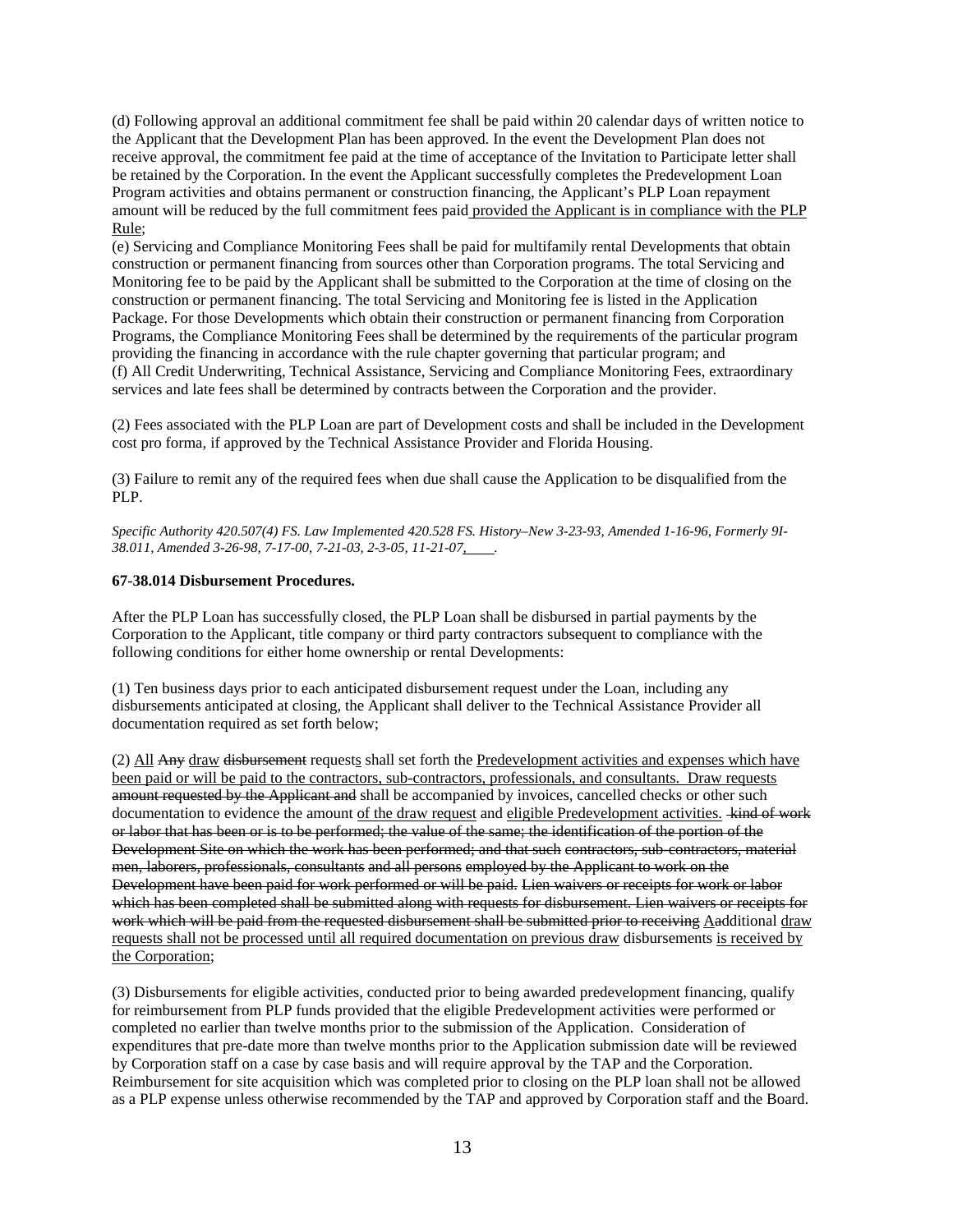(d) Following approval an additional commitment fee shall be paid within 20 calendar days of written notice to the Applicant that the Development Plan has been approved. In the event the Development Plan does not receive approval, the commitment fee paid at the time of acceptance of the Invitation to Participate letter shall be retained by the Corporation. In the event the Applicant successfully completes the Predevelopment Loan Program activities and obtains permanent or construction financing, the Applicant's PLP Loan repayment amount will be reduced by the full commitment fees paid <u>provided the Applicant is in compliance with the PLP Rule</u>;
(e) Servicing and Compliance Monitoring Fees shall be paid for multifamily rental Developments that obtain construction or permanent financing from sources other than Corporation programs. The total Servicing and Monitoring fee to be paid by the Applicant shall be submitted to the Corporation at the time of closing on the construction or permanent financing. The total Servicing and Monitoring fee is listed in the Application Package. For those Developments which obtain their construction or permanent financing from Corporation Programs, the Compliance Monitoring Fees shall be determined by the requirements of the particular program providing the financing in accordance with the rule chapter governing that particular program; and
(f) All Credit Underwriting, Technical Assistance, Servicing and Compliance Monitoring Fees, extraordinary services and late fees shall be determined by contracts between the Corporation and the provider.

(2) Fees associated with the PLP Loan are part of Development costs and shall be included in the Development cost pro forma, if approved by the Technical Assistance Provider and Florida Housing.

(3) Failure to remit any of the required fees when due shall cause the Application to be disqualified from the PLP.

*Specific Authority 420.507(4) FS. Law Implemented 420.528 FS. History–New 3-23-93, Amended 1-16-96, Formerly 9I-38.011, Amended 3-26-98, 7-17-00, 7-21-03, 2-3-05, 11-21-07<u>,____</u>.*

**67-38.014 Disbursement Procedures.**

After the PLP Loan has successfully closed, the PLP Loan shall be disbursed in partial payments by the Corporation to the Applicant, title company or third party contractors subsequent to compliance with the following conditions for either home ownership or rental Developments:

(1) Ten business days prior to each anticipated disbursement request under the Loan, including any disbursements anticipated at closing, the Applicant shall deliver to the Technical Assistance Provider all documentation required as set forth below;

(2) <u>All</u> ~~Any~~ <u>draw</u> ~~disbursement~~ request<u>s</u> shall set forth the <u>Predevelopment activities and expenses which have been paid or will be paid to the contractors, sub-contractors, professionals, and consultants. Draw requests</u> ~~amount requested by the Applicant and~~ shall be accompanied by invoices, cancelled checks or other such documentation to evidence the amount <u>of the draw request</u> and <u>eligible Predevelopment activities.</u> ~~kind of work or labor that has been or is to be performed; the value of the same; the identification of the portion of the Development Site on which the work has been performed; and that such contractors, sub-contractors, material men, laborers, professionals, consultants and all persons employed by the Applicant to work on the Development have been paid for work performed or will be paid. Lien waivers or receipts for work or labor which has been completed shall be submitted along with requests for disbursement. Lien waivers or receipts for work which will be paid from the requested disbursement shall be submitted prior to receiving~~ <u>A</u>~~a~~dditional <u>draw requests shall not be processed until all required documentation on previous draw</u> disbursements <u>is received by the Corporation</u>;

(3) Disbursements for eligible activities, conducted prior to being awarded predevelopment financing, qualify for reimbursement from PLP funds provided that the eligible Predevelopment activities were performed or completed no earlier than twelve months prior to the submission of the Application. Consideration of expenditures that pre-date more than twelve months prior to the Application submission date will be reviewed by Corporation staff on a case by case basis and will require approval by the TAP and the Corporation. Reimbursement for site acquisition which was completed prior to closing on the PLP loan shall not be allowed as a PLP expense unless otherwise recommended by the TAP and approved by Corporation staff and the Board.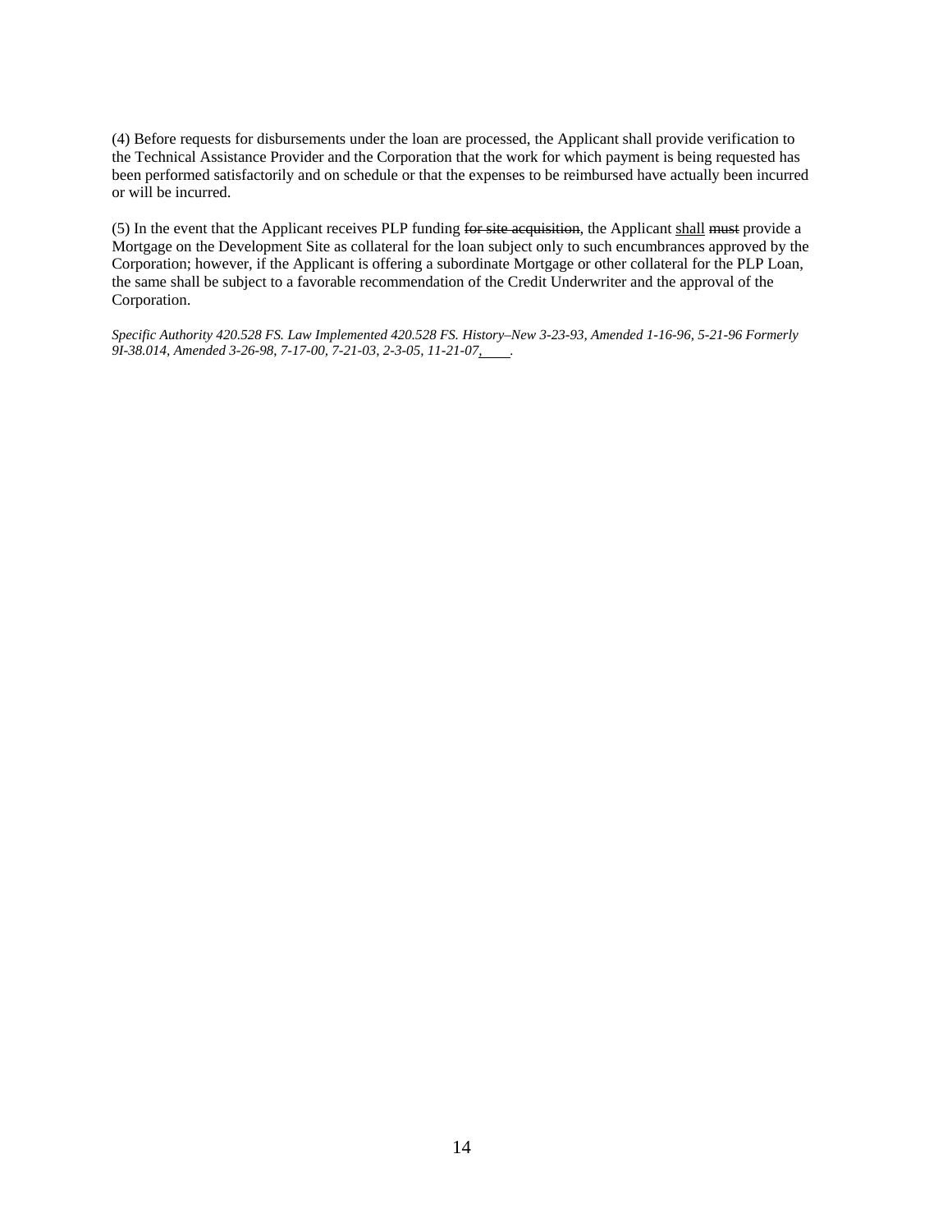(4) Before requests for disbursements under the loan are processed, the Applicant shall provide verification to the Technical Assistance Provider and the Corporation that the work for which payment is being requested has been performed satisfactorily and on schedule or that the expenses to be reimbursed have actually been incurred or will be incurred.

(5) In the event that the Applicant receives PLP funding ~~for site acquisition~~, the Applicant <u>shall</u> ~~must~~ provide a Mortgage on the Development Site as collateral for the loan subject only to such encumbrances approved by the Corporation; however, if the Applicant is offering a subordinate Mortgage or other collateral for the PLP Loan, the same shall be subject to a favorable recommendation of the Credit Underwriter and the approval of the Corporation.

*Specific Authority 420.528 FS. Law Implemented 420.528 FS. History–New 3-23-93, Amended 1-16-96, 5-21-96 Formerly 9I-38.014, Amended 3-26-98, 7-17-00, 7-21-03, 2-3-05, 11-21-07<u>, </u>.*